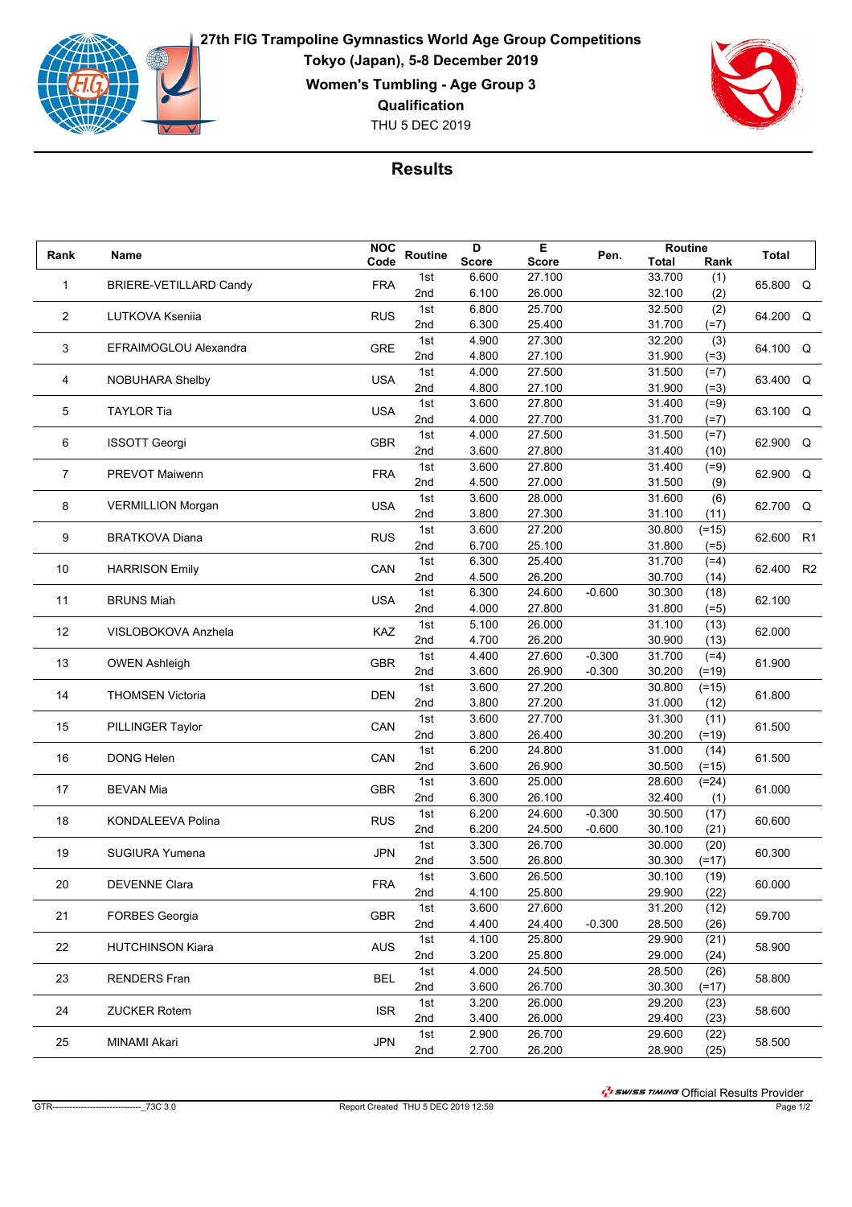# 27th FIG Trampoline Gymnastics World Age Group Competitions

**Tokyo (Japan), 5-8 December 2019**

**Women's Tumbling - Age Group 3**

**Qualification**

THU 5 DEC 2019

## Results

| Rank | Name | NOC Code | Routine | D Score | E Score | Pen. | Routine Total | Routine Rank | Total | |
|---|---|---|---|---|---|---|---|---|---|---|
| 1 | BRIERE-VETILLARD Candy | FRA | 1st | 6.600 | 27.100 | | 33.700 | (1) | 65.800 | Q |
| | | | 2nd | 6.100 | 26.000 | | 32.100 | (2) | | |
| 2 | LUTKOVA Kseniia | RUS | 1st | 6.800 | 25.700 | | 32.500 | (2) | 64.200 | Q |
| | | | 2nd | 6.300 | 25.400 | | 31.700 | (=7) | | |
| 3 | EFRAIMOGLOU Alexandra | GRE | 1st | 4.900 | 27.300 | | 32.200 | (3) | 64.100 | Q |
| | | | 2nd | 4.800 | 27.100 | | 31.900 | (=3) | | |
| 4 | NOBUHARA Shelby | USA | 1st | 4.000 | 27.500 | | 31.500 | (=7) | 63.400 | Q |
| | | | 2nd | 4.800 | 27.100 | | 31.900 | (=3) | | |
| 5 | TAYLOR Tia | USA | 1st | 3.600 | 27.800 | | 31.400 | (=9) | 63.100 | Q |
| | | | 2nd | 4.000 | 27.700 | | 31.700 | (=7) | | |
| 6 | ISSOTT Georgi | GBR | 1st | 4.000 | 27.500 | | 31.500 | (=7) | 62.900 | Q |
| | | | 2nd | 3.600 | 27.800 | | 31.400 | (10) | | |
| 7 | PREVOT Maiwenn | FRA | 1st | 3.600 | 27.800 | | 31.400 | (=9) | 62.900 | Q |
| | | | 2nd | 4.500 | 27.000 | | 31.500 | (9) | | |
| 8 | VERMILLION Morgan | USA | 1st | 3.600 | 28.000 | | 31.600 | (6) | 62.700 | Q |
| | | | 2nd | 3.800 | 27.300 | | 31.100 | (11) | | |
| 9 | BRATKOVA Diana | RUS | 1st | 3.600 | 27.200 | | 30.800 | (=15) | 62.600 | R1 |
| | | | 2nd | 6.700 | 25.100 | | 31.800 | (=5) | | |
| 10 | HARRISON Emily | CAN | 1st | 6.300 | 25.400 | | 31.700 | (=4) | 62.400 | R2 |
| | | | 2nd | 4.500 | 26.200 | | 30.700 | (14) | | |
| 11 | BRUNS Miah | USA | 1st | 6.300 | 24.600 | -0.600 | 30.300 | (18) | 62.100 | |
| | | | 2nd | 4.000 | 27.800 | | 31.800 | (=5) | | |
| 12 | VISLOBOKOVA Anzhela | KAZ | 1st | 5.100 | 26.000 | | 31.100 | (13) | 62.000 | |
| | | | 2nd | 4.700 | 26.200 | | 30.900 | (13) | | |
| 13 | OWEN Ashleigh | GBR | 1st | 4.400 | 27.600 | -0.300 | 31.700 | (=4) | 61.900 | |
| | | | 2nd | 3.600 | 26.900 | -0.300 | 30.200 | (=19) | | |
| 14 | THOMSEN Victoria | DEN | 1st | 3.600 | 27.200 | | 30.800 | (=15) | 61.800 | |
| | | | 2nd | 3.800 | 27.200 | | 31.000 | (12) | | |
| 15 | PILLINGER Taylor | CAN | 1st | 3.600 | 27.700 | | 31.300 | (11) | 61.500 | |
| | | | 2nd | 3.800 | 26.400 | | 30.200 | (=19) | | |
| 16 | DONG Helen | CAN | 1st | 6.200 | 24.800 | | 31.000 | (14) | 61.500 | |
| | | | 2nd | 3.600 | 26.900 | | 30.500 | (=15) | | |
| 17 | BEVAN Mia | GBR | 1st | 3.600 | 25.000 | | 28.600 | (=24) | 61.000 | |
| | | | 2nd | 6.300 | 26.100 | | 32.400 | (1) | | |
| 18 | KONDALEEVA Polina | RUS | 1st | 6.200 | 24.600 | -0.300 | 30.500 | (17) | 60.600 | |
| | | | 2nd | 6.200 | 24.500 | -0.600 | 30.100 | (21) | | |
| 19 | SUGIURA Yumena | JPN | 1st | 3.300 | 26.700 | | 30.000 | (20) | 60.300 | |
| | | | 2nd | 3.500 | 26.800 | | 30.300 | (=17) | | |
| 20 | DEVENNE Clara | FRA | 1st | 3.600 | 26.500 | | 30.100 | (19) | 60.000 | |
| | | | 2nd | 4.100 | 25.800 | | 29.900 | (22) | | |
| 21 | FORBES Georgia | GBR | 1st | 3.600 | 27.600 | | 31.200 | (12) | 59.700 | |
| | | | 2nd | 4.400 | 24.400 | -0.300 | 28.500 | (26) | | |
| 22 | HUTCHINSON Kiara | AUS | 1st | 4.100 | 25.800 | | 29.900 | (21) | 58.900 | |
| | | | 2nd | 3.200 | 25.800 | | 29.000 | (24) | | |
| 23 | RENDERS Fran | BEL | 1st | 4.000 | 24.500 | | 28.500 | (26) | 58.800 | |
| | | | 2nd | 3.600 | 26.700 | | 30.300 | (=17) | | |
| 24 | ZUCKER Rotem | ISR | 1st | 3.200 | 26.000 | | 29.200 | (23) | 58.600 | |
| | | | 2nd | 3.400 | 26.000 | | 29.400 | (23) | | |
| 25 | MINAMI Akari | JPN | 1st | 2.900 | 26.700 | | 29.600 | (22) | 58.500 | |
| | | | 2nd | 2.700 | 26.200 | | 28.900 | (25) | | |

SWISS TIMING Official Results Provider

GTR-------------------------------_73C 3.0 Report Created THU 5 DEC 2019 12:59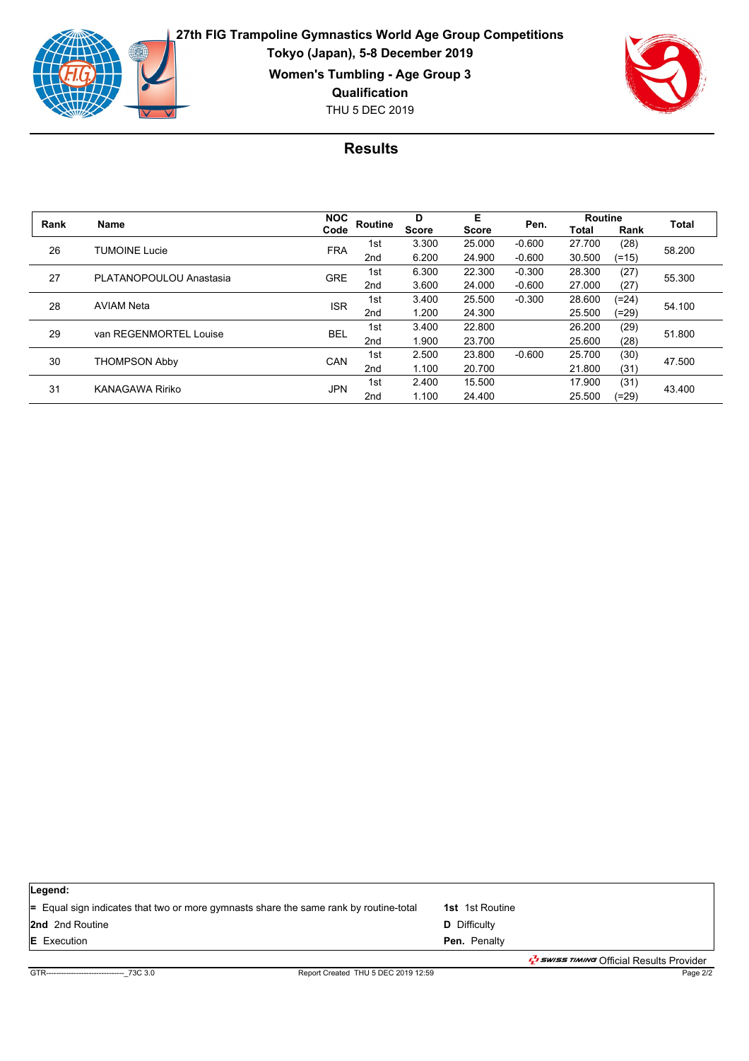27th FIG Trampoline Gymnastics World Age Group Competitions

Tokyo (Japan), 5-8 December 2019

Women's Tumbling - Age Group 3

Qualification

THU 5 DEC 2019

## Results

| Rank | Name | NOC Code | Routine | D Score | E Score | Pen. | Routine Total | Routine Rank | Total |
|---|---|---|---|---|---|---|---|---|---|
| 26 | TUMOINE Lucie | FRA | 1st | 3.300 | 25.000 | -0.600 | 27.700 | (28) | 58.200 |
| | | | 2nd | 6.200 | 24.900 | -0.600 | 30.500 | (=15) | |
| 27 | PLATANOPOULOU Anastasia | GRE | 1st | 6.300 | 22.300 | -0.300 | 28.300 | (27) | 55.300 |
| | | | 2nd | 3.600 | 24.000 | -0.600 | 27.000 | (27) | |
| 28 | AVIAM Neta | ISR | 1st | 3.400 | 25.500 | -0.300 | 28.600 | (=24) | 54.100 |
| | | | 2nd | 1.200 | 24.300 | | 25.500 | (=29) | |
| 29 | van REGENMORTEL Louise | BEL | 1st | 3.400 | 22.800 | | 26.200 | (29) | 51.800 |
| | | | 2nd | 1.900 | 23.700 | | 25.600 | (28) | |
| 30 | THOMPSON Abby | CAN | 1st | 2.500 | 23.800 | -0.600 | 25.700 | (30) | 47.500 |
| | | | 2nd | 1.100 | 20.700 | | 21.800 | (31) | |
| 31 | KANAGAWA Ririko | JPN | 1st | 2.400 | 15.500 | | 17.900 | (31) | 43.400 |
| | | | 2nd | 1.100 | 24.400 | | 25.500 | (=29) | |

**Legend:**

**=** Equal sign indicates that two or more gymnasts share the same rank by routine-total

**1st** 1st Routine

**2nd** 2nd Routine

**D** Difficulty

**E** Execution

**Pen.** Penalty

SWISS TIMING Official Results Provider

GTR-------------------------------_73C 3.0 Report Created THU 5 DEC 2019 12:59